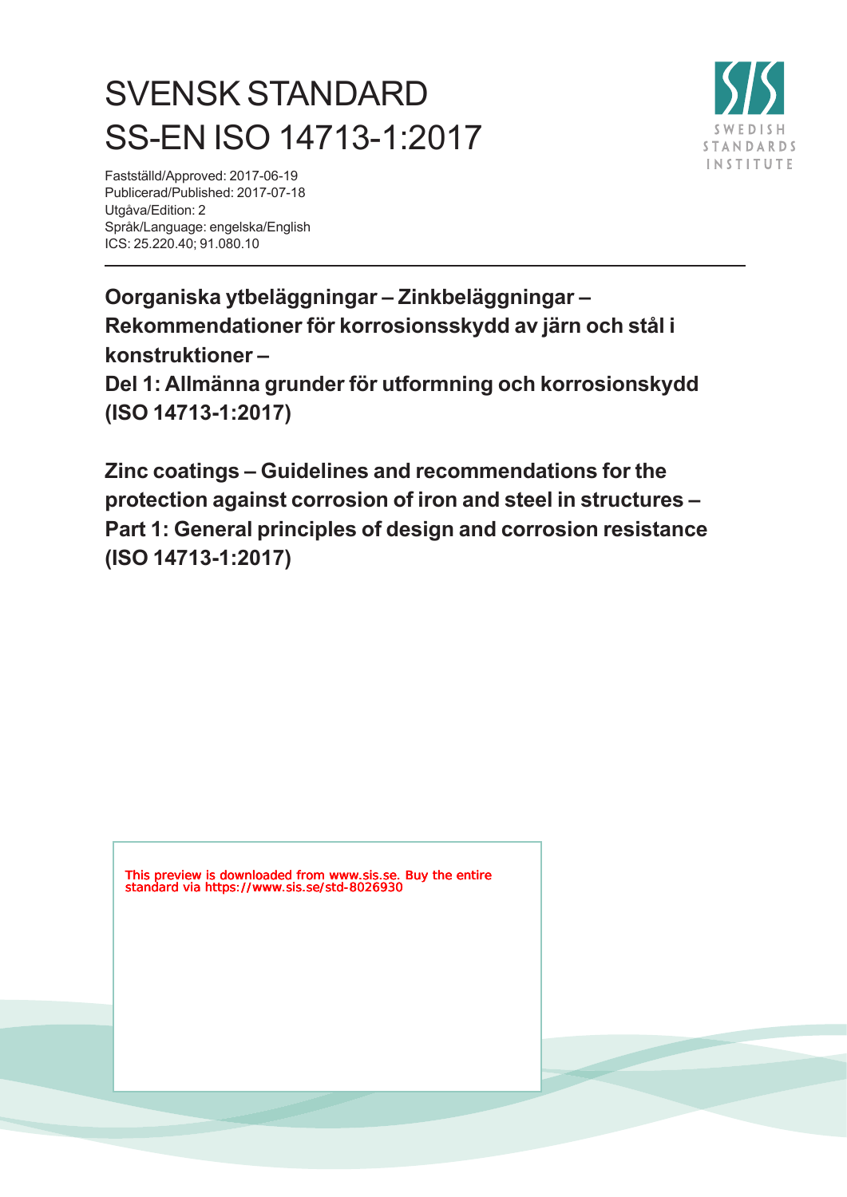# SVENSK STANDARD
# SS-EN ISO 14713-1:2017

Fastställd/Approved: 2017-06-19
Publicerad/Published: 2017-07-18
Utgåva/Edition: 2
Språk/Language: engelska/English
ICS: 25.220.40; 91.080.10

---

**Oorganiska ytbeläggningar – Zinkbeläggningar – Rekommendationer för korrosionsskydd av järn och stål i konstruktioner – Del 1: Allmänna grunder för utformning och korrosionsskydd (ISO 14713-1:2017)**

**Zinc coatings – Guidelines and recommendations for the protection against corrosion of iron and steel in structures – Part 1: General principles of design and corrosion resistance (ISO 14713-1:2017)**

This preview is downloaded from www.sis.se. Buy the entire standard via https://www.sis.se/std-8026930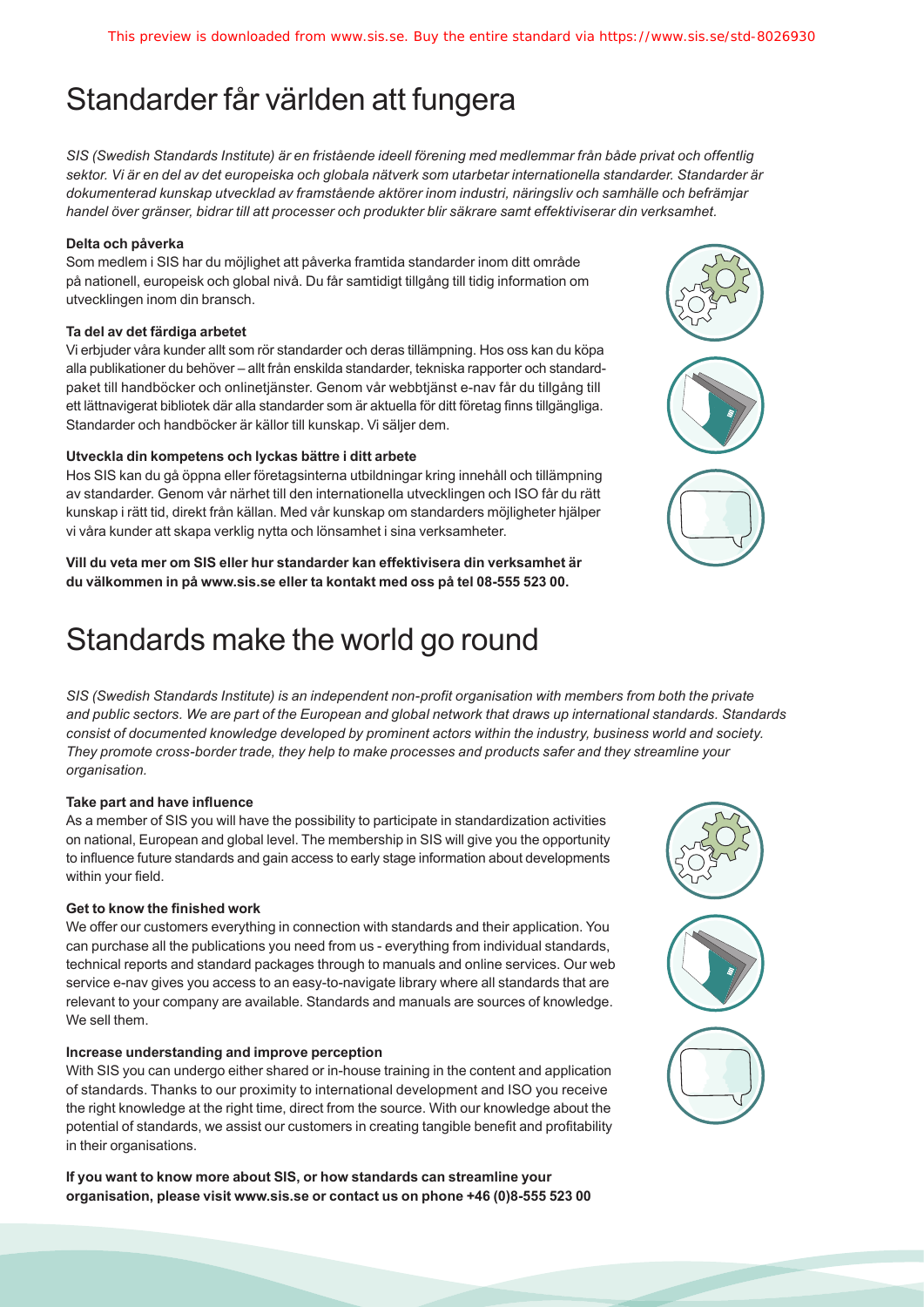# Standarder får världen att fungera

*SIS (Swedish Standards Institute) är en fristående ideell förening med medlemmar från både privat och offentlig sektor. Vi är en del av det europeiska och globala nätverk som utarbetar internationella standarder. Standarder är dokumenterad kunskap utvecklad av framstående aktörer inom industri, näringsliv och samhälle och befrämjar handel över gränser, bidrar till att processer och produkter blir säkrare samt effektiviserar din verksamhet.*

**Delta och påverka**

Som medlem i SIS har du möjlighet att påverka framtida standarder inom ditt område på nationell, europeisk och global nivå. Du får samtidigt tillgång till tidig information om utvecklingen inom din bransch.

**Ta del av det färdiga arbetet**

Vi erbjuder våra kunder allt som rör standarder och deras tillämpning. Hos oss kan du köpa alla publikationer du behöver – allt från enskilda standarder, tekniska rapporter och standardpaket till handböcker och onlinetjänster. Genom vår webbtjänst e-nav får du tillgång till ett lättnavigerat bibliotek där alla standarder som är aktuella för ditt företag finns tillgängliga. Standarder och handböcker är källor till kunskap. Vi säljer dem.

**Utveckla din kompetens och lyckas bättre i ditt arbete**

Hos SIS kan du gå öppna eller företagsinterna utbildningar kring innehåll och tillämpning av standarder. Genom vår närhet till den internationella utvecklingen och ISO får du rätt kunskap i rätt tid, direkt från källan. Med vår kunskap om standarders möjligheter hjälper vi våra kunder att skapa verklig nytta och lönsamhet i sina verksamheter.

**Vill du veta mer om SIS eller hur standarder kan effektivisera din verksamhet är du välkommen in på www.sis.se eller ta kontakt med oss på tel 08-555 523 00.**

# Standards make the world go round

*SIS (Swedish Standards Institute) is an independent non-profit organisation with members from both the private and public sectors. We are part of the European and global network that draws up international standards. Standards consist of documented knowledge developed by prominent actors within the industry, business world and society. They promote cross-border trade, they help to make processes and products safer and they streamline your organisation.*

**Take part and have influence**

As a member of SIS you will have the possibility to participate in standardization activities on national, European and global level. The membership in SIS will give you the opportunity to influence future standards and gain access to early stage information about developments within your field.

**Get to know the finished work**

We offer our customers everything in connection with standards and their application. You can purchase all the publications you need from us - everything from individual standards, technical reports and standard packages through to manuals and online services. Our web service e-nav gives you access to an easy-to-navigate library where all standards that are relevant to your company are available. Standards and manuals are sources of knowledge. We sell them.

**Increase understanding and improve perception**

With SIS you can undergo either shared or in-house training in the content and application of standards. Thanks to our proximity to international development and ISO you receive the right knowledge at the right time, direct from the source. With our knowledge about the potential of standards, we assist our customers in creating tangible benefit and profitability in their organisations.

**If you want to know more about SIS, or how standards can streamline your organisation, please visit www.sis.se or contact us on phone +46 (0)8-555 523 00**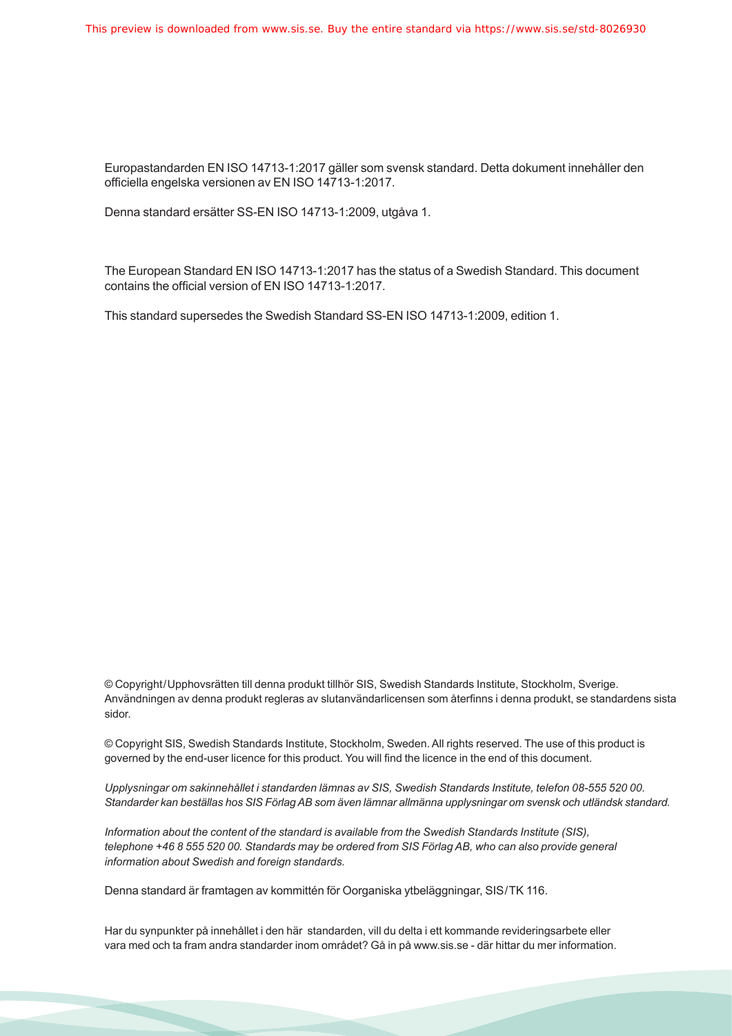Europastandarden EN ISO 14713-1:2017 gäller som svensk standard. Detta dokument innehåller den officiella engelska versionen av EN ISO 14713-1:2017.

Denna standard ersätter SS-EN ISO 14713-1:2009, utgåva 1.

The European Standard EN ISO 14713-1:2017 has the status of a Swedish Standard. This document contains the official version of EN ISO 14713-1:2017.

This standard supersedes the Swedish Standard SS-EN ISO 14713-1:2009, edition 1.

© Copyright/Upphovsrätten till denna produkt tillhör SIS, Swedish Standards Institute, Stockholm, Sverige. Användningen av denna produkt regleras av slutanvändarlicensen som återfinns i denna produkt, se standardens sista sidor.

© Copyright SIS, Swedish Standards Institute, Stockholm, Sweden. All rights reserved. The use of this product is governed by the end-user licence for this product. You will find the licence in the end of this document.

*Upplysningar om sakinnehållet i standarden lämnas av SIS, Swedish Standards Institute, telefon 08-555 520 00. Standarder kan beställas hos SIS Förlag AB som även lämnar allmänna upplysningar om svensk och utländsk standard.*

*Information about the content of the standard is available from the Swedish Standards Institute (SIS), telephone +46 8 555 520 00. Standards may be ordered from SIS Förlag AB, who can also provide general information about Swedish and foreign standards.*

Denna standard är framtagen av kommittén för Oorganiska ytbeläggningar, SIS/TK 116.

Har du synpunkter på innehållet i den här standarden, vill du delta i ett kommande revideringsarbete eller vara med och ta fram andra standarder inom området? Gå in på www.sis.se - där hittar du mer information.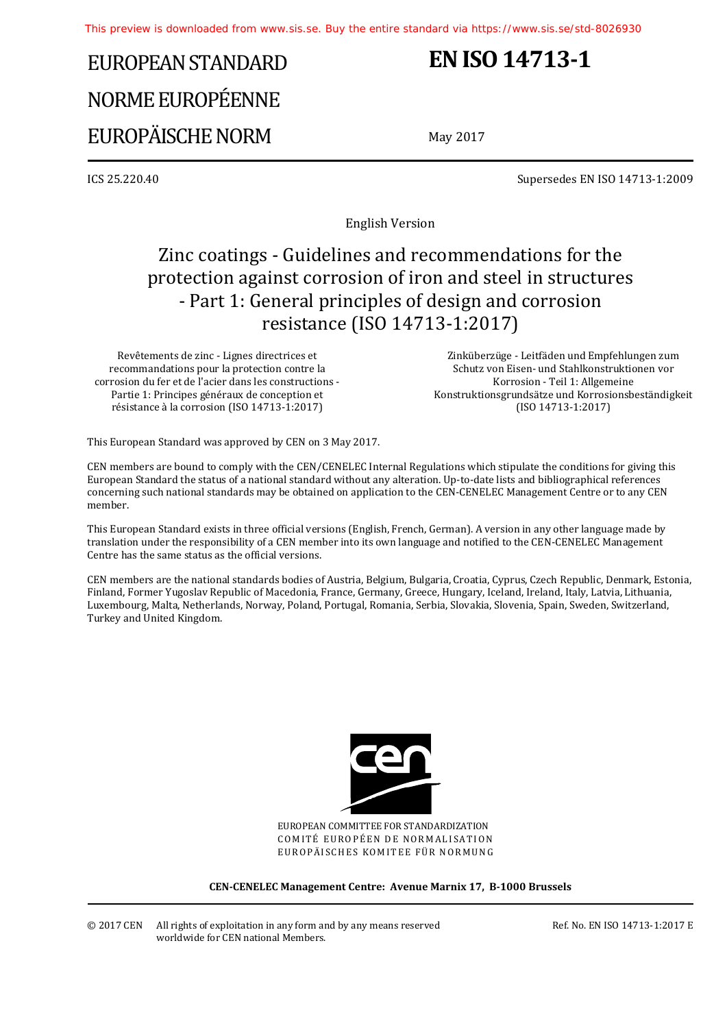# EUROPEAN STANDARD
# NORME EUROPÉENNE
# EUROPÄISCHE NORM

# EN ISO 14713-1

May 2017

ICS 25.220.40

Supersedes EN ISO 14713-1:2009

English Version

## Zinc coatings - Guidelines and recommendations for the protection against corrosion of iron and steel in structures - Part 1: General principles of design and corrosion resistance (ISO 14713-1:2017)

Revêtements de zinc - Lignes directrices et recommandations pour la protection contre la corrosion du fer et de l'acier dans les constructions - Partie 1: Principes généraux de conception et résistance à la corrosion (ISO 14713-1:2017)

Zinküberzüge - Leitfäden und Empfehlungen zum Schutz von Eisen- und Stahlkonstruktionen vor Korrosion - Teil 1: Allgemeine Konstruktionsgrundsätze und Korrosionsbeständigkeit (ISO 14713-1:2017)

This European Standard was approved by CEN on 3 May 2017.

CEN members are bound to comply with the CEN/CENELEC Internal Regulations which stipulate the conditions for giving this European Standard the status of a national standard without any alteration. Up-to-date lists and bibliographical references concerning such national standards may be obtained on application to the CEN-CENELEC Management Centre or to any CEN member.

This European Standard exists in three official versions (English, French, German). A version in any other language made by translation under the responsibility of a CEN member into its own language and notified to the CEN-CENELEC Management Centre has the same status as the official versions.

CEN members are the national standards bodies of Austria, Belgium, Bulgaria, Croatia, Cyprus, Czech Republic, Denmark, Estonia, Finland, Former Yugoslav Republic of Macedonia, France, Germany, Greece, Hungary, Iceland, Ireland, Italy, Latvia, Lithuania, Luxembourg, Malta, Netherlands, Norway, Poland, Portugal, Romania, Serbia, Slovakia, Slovenia, Spain, Sweden, Switzerland, Turkey and United Kingdom.

EUROPEAN COMMITTEE FOR STANDARDIZATION
COMITÉ EUROPÉEN DE NORMALISATION
EUROPÄISCHES KOMITEE FÜR NORMUNG

**CEN-CENELEC Management Centre: Avenue Marnix 17, B-1000 Brussels**

© 2017 CEN All rights of exploitation in any form and by any means reserved worldwide for CEN national Members.

Ref. No. EN ISO 14713-1:2017 E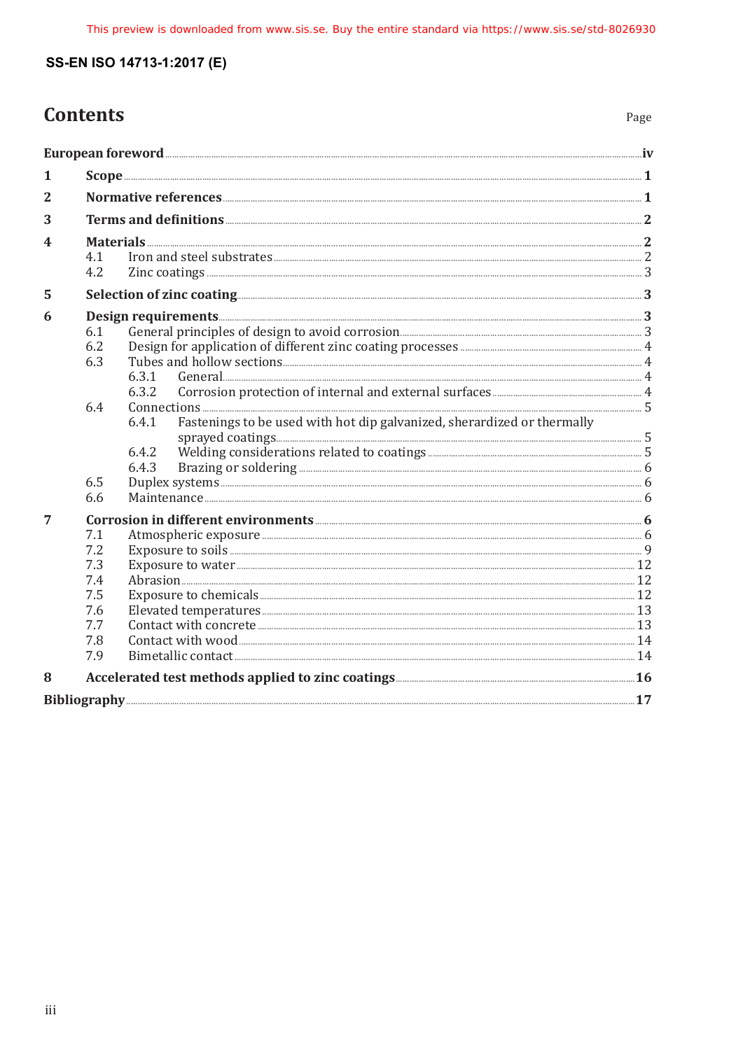# Contents

Page

| | | |
|---|---|---|
| **European foreword** | | **iv** |
| **1** | **Scope** | **1** |
| **2** | **Normative references** | **1** |
| **3** | **Terms and definitions** | **2** |
| **4** | **Materials** | **2** |
| 4.1 | Iron and steel substrates | 2 |
| 4.2 | Zinc coatings | 3 |
| **5** | **Selection of zinc coating** | **3** |
| **6** | **Design requirements** | **3** |
| 6.1 | General principles of design to avoid corrosion | 3 |
| 6.2 | Design for application of different zinc coating processes | 4 |
| 6.3 | Tubes and hollow sections | 4 |
| 6.3.1 | General | 4 |
| 6.3.2 | Corrosion protection of internal and external surfaces | 4 |
| 6.4 | Connections | 5 |
| 6.4.1 | Fastenings to be used with hot dip galvanized, sherardized or thermally sprayed coatings | 5 |
| 6.4.2 | Welding considerations related to coatings | 5 |
| 6.4.3 | Brazing or soldering | 6 |
| 6.5 | Duplex systems | 6 |
| 6.6 | Maintenance | 6 |
| **7** | **Corrosion in different environments** | **6** |
| 7.1 | Atmospheric exposure | 6 |
| 7.2 | Exposure to soils | 9 |
| 7.3 | Exposure to water | 12 |
| 7.4 | Abrasion | 12 |
| 7.5 | Exposure to chemicals | 12 |
| 7.6 | Elevated temperatures | 13 |
| 7.7 | Contact with concrete | 13 |
| 7.8 | Contact with wood | 14 |
| 7.9 | Bimetallic contact | 14 |
| **8** | **Accelerated test methods applied to zinc coatings** | **16** |
| **Bibliography** | | **17** |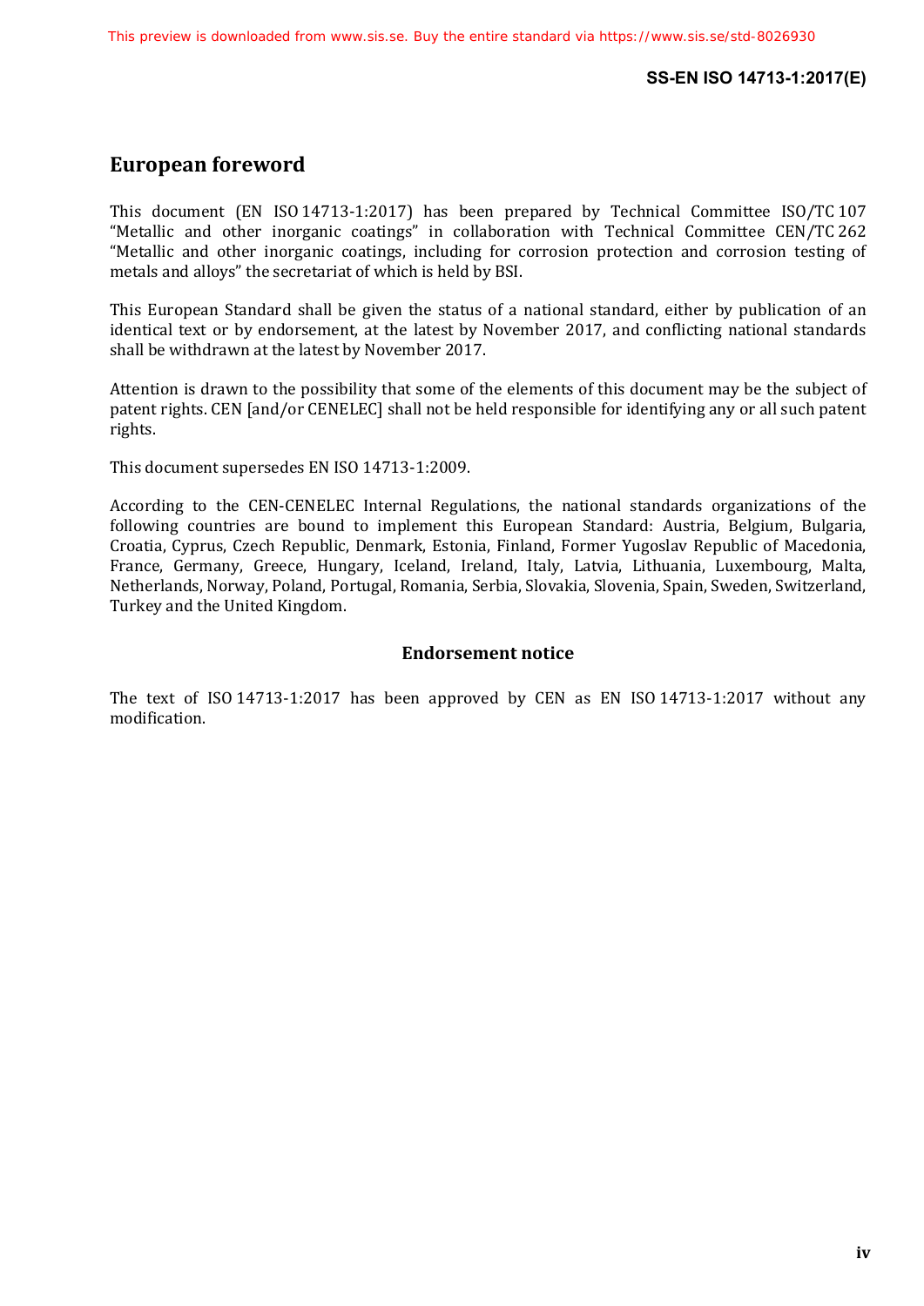# European foreword

This document (EN ISO 14713-1:2017) has been prepared by Technical Committee ISO/TC 107 “Metallic and other inorganic coatings” in collaboration with Technical Committee CEN/TC 262 “Metallic and other inorganic coatings, including for corrosion protection and corrosion testing of metals and alloys” the secretariat of which is held by BSI.

This European Standard shall be given the status of a national standard, either by publication of an identical text or by endorsement, at the latest by November 2017, and conflicting national standards shall be withdrawn at the latest by November 2017.

Attention is drawn to the possibility that some of the elements of this document may be the subject of patent rights. CEN [and/or CENELEC] shall not be held responsible for identifying any or all such patent rights.

This document supersedes EN ISO 14713-1:2009.

According to the CEN-CENELEC Internal Regulations, the national standards organizations of the following countries are bound to implement this European Standard: Austria, Belgium, Bulgaria, Croatia, Cyprus, Czech Republic, Denmark, Estonia, Finland, Former Yugoslav Republic of Macedonia, France, Germany, Greece, Hungary, Iceland, Ireland, Italy, Latvia, Lithuania, Luxembourg, Malta, Netherlands, Norway, Poland, Portugal, Romania, Serbia, Slovakia, Slovenia, Spain, Sweden, Switzerland, Turkey and the United Kingdom.

## Endorsement notice

The text of ISO 14713-1:2017 has been approved by CEN as EN ISO 14713-1:2017 without any modification.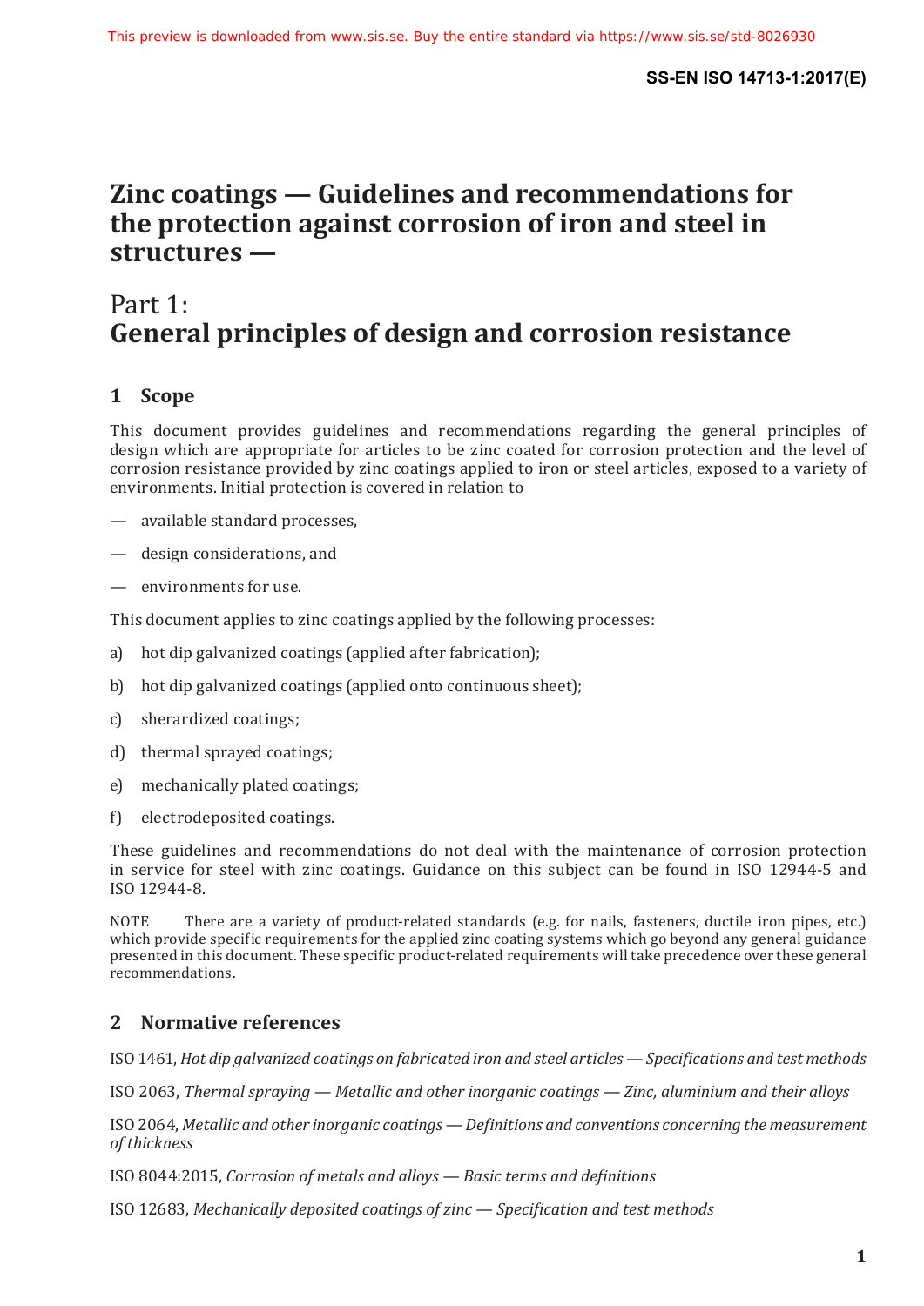# Zinc coatings — Guidelines and recommendations for the protection against corrosion of iron and steel in structures —

## Part 1: General principles of design and corrosion resistance

## 1 Scope

This document provides guidelines and recommendations regarding the general principles of design which are appropriate for articles to be zinc coated for corrosion protection and the level of corrosion resistance provided by zinc coatings applied to iron or steel articles, exposed to a variety of environments. Initial protection is covered in relation to

— available standard processes,

— design considerations, and

— environments for use.

This document applies to zinc coatings applied by the following processes:

a) hot dip galvanized coatings (applied after fabrication);

b) hot dip galvanized coatings (applied onto continuous sheet);

c) sherardized coatings;

d) thermal sprayed coatings;

e) mechanically plated coatings;

f) electrodeposited coatings.

These guidelines and recommendations do not deal with the maintenance of corrosion protection in service for steel with zinc coatings. Guidance on this subject can be found in ISO 12944-5 and ISO 12944-8.

NOTE There are a variety of product-related standards (e.g. for nails, fasteners, ductile iron pipes, etc.) which provide specific requirements for the applied zinc coating systems which go beyond any general guidance presented in this document. These specific product-related requirements will take precedence over these general recommendations.

## 2 Normative references

ISO 1461, *Hot dip galvanized coatings on fabricated iron and steel articles — Specifications and test methods*

ISO 2063, *Thermal spraying — Metallic and other inorganic coatings — Zinc, aluminium and their alloys*

ISO 2064, *Metallic and other inorganic coatings — Definitions and conventions concerning the measurement of thickness*

ISO 8044:2015, *Corrosion of metals and alloys — Basic terms and definitions*

ISO 12683, *Mechanically deposited coatings of zinc — Specification and test methods*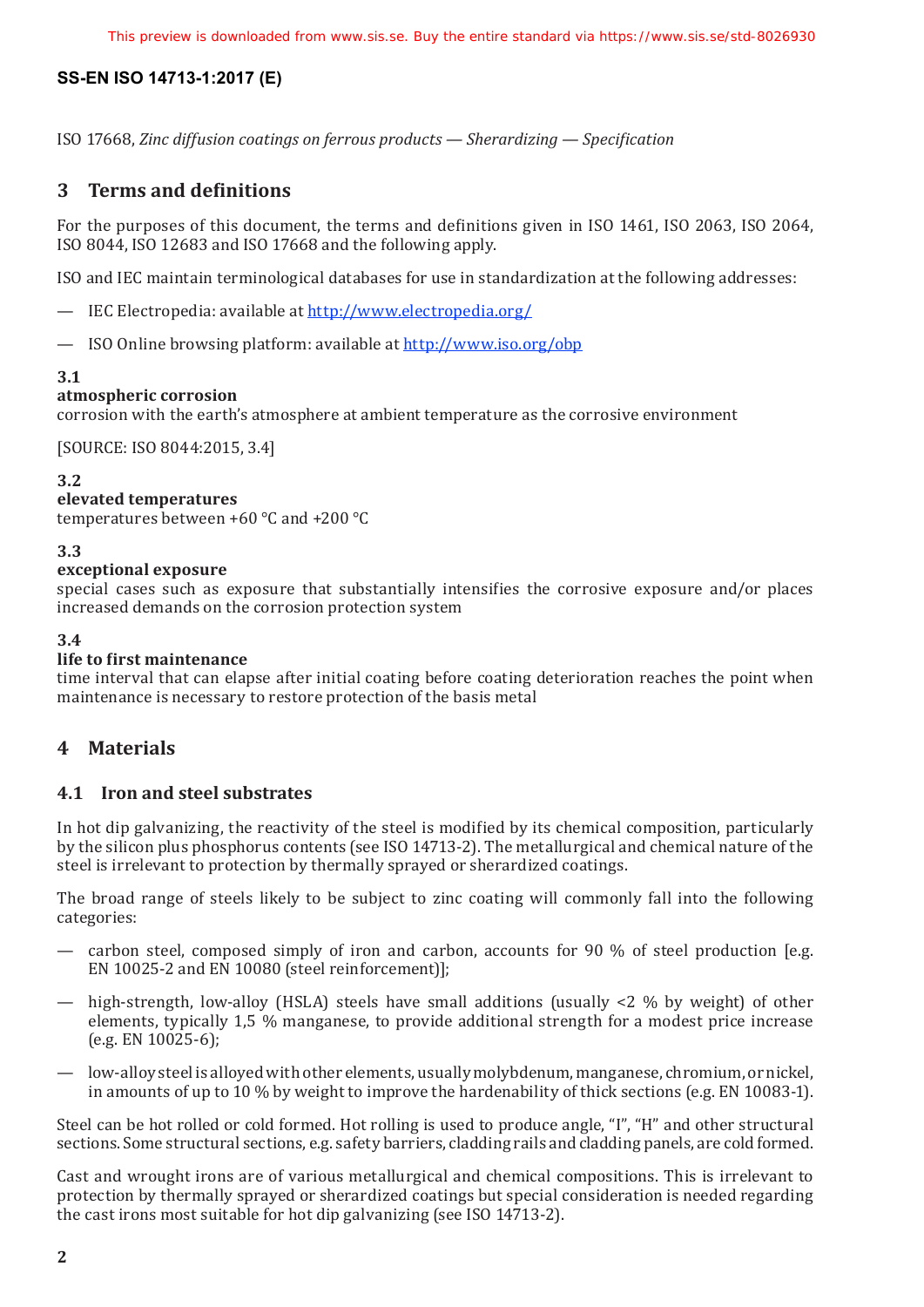ISO 17668, *Zinc diffusion coatings on ferrous products — Sherardizing — Specification*

## 3 Terms and definitions

For the purposes of this document, the terms and definitions given in ISO 1461, ISO 2063, ISO 2064, ISO 8044, ISO 12683 and ISO 17668 and the following apply.

ISO and IEC maintain terminological databases for use in standardization at the following addresses:

— IEC Electropedia: available at http://www.electropedia.org/

— ISO Online browsing platform: available at http://www.iso.org/obp

**3.1**
**atmospheric corrosion**
corrosion with the earth's atmosphere at ambient temperature as the corrosive environment

[SOURCE: ISO 8044:2015, 3.4]

**3.2**
**elevated temperatures**
temperatures between +60 °C and +200 °C

**3.3**
**exceptional exposure**
special cases such as exposure that substantially intensifies the corrosive exposure and/or places increased demands on the corrosion protection system

**3.4**
**life to first maintenance**
time interval that can elapse after initial coating before coating deterioration reaches the point when maintenance is necessary to restore protection of the basis metal

## 4 Materials

### 4.1 Iron and steel substrates

In hot dip galvanizing, the reactivity of the steel is modified by its chemical composition, particularly by the silicon plus phosphorus contents (see ISO 14713-2). The metallurgical and chemical nature of the steel is irrelevant to protection by thermally sprayed or sherardized coatings.

The broad range of steels likely to be subject to zinc coating will commonly fall into the following categories:

— carbon steel, composed simply of iron and carbon, accounts for 90 % of steel production [e.g. EN 10025-2 and EN 10080 (steel reinforcement)];

— high-strength, low-alloy (HSLA) steels have small additions (usually <2 % by weight) of other elements, typically 1,5 % manganese, to provide additional strength for a modest price increase (e.g. EN 10025-6);

— low-alloy steel is alloyed with other elements, usually molybdenum, manganese, chromium, or nickel, in amounts of up to 10 % by weight to improve the hardenability of thick sections (e.g. EN 10083-1).

Steel can be hot rolled or cold formed. Hot rolling is used to produce angle, "I", "H" and other structural sections. Some structural sections, e.g. safety barriers, cladding rails and cladding panels, are cold formed.

Cast and wrought irons are of various metallurgical and chemical compositions. This is irrelevant to protection by thermally sprayed or sherardized coatings but special consideration is needed regarding the cast irons most suitable for hot dip galvanizing (see ISO 14713-2).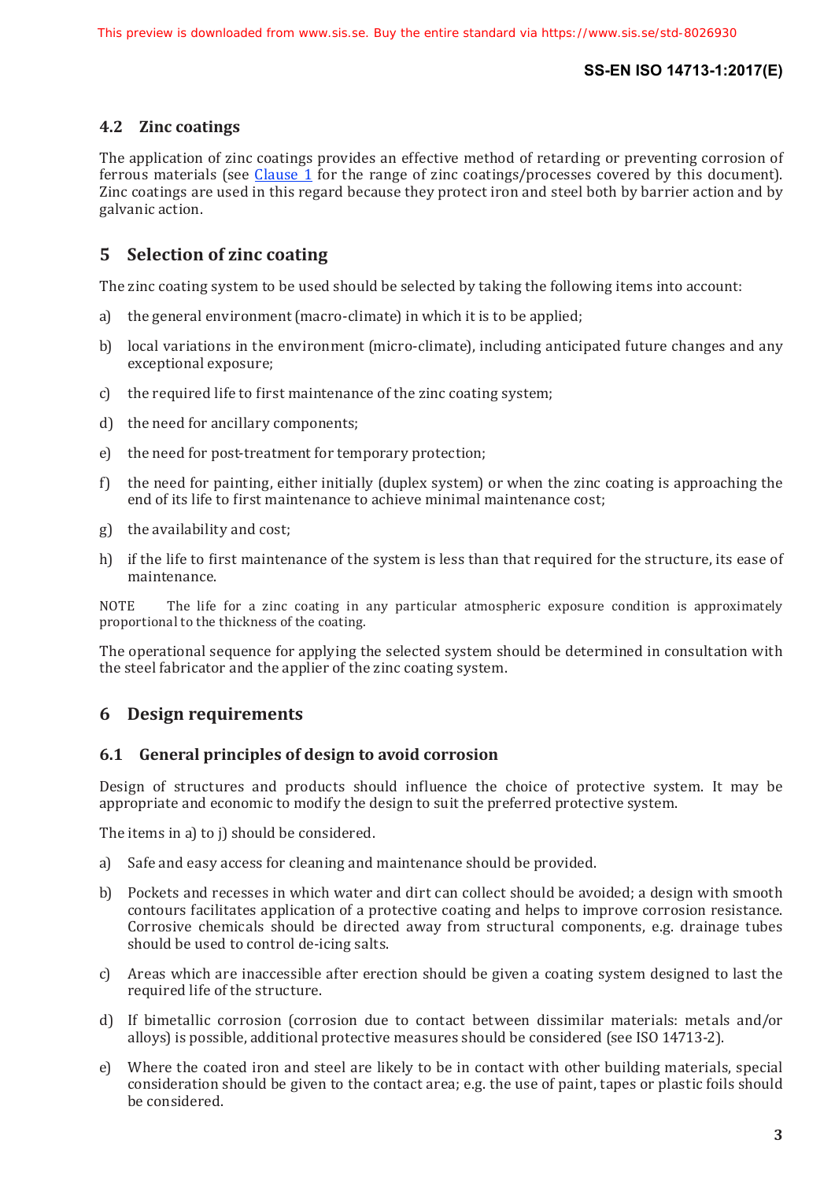## 4.2 Zinc coatings

The application of zinc coatings provides an effective method of retarding or preventing corrosion of ferrous materials (see Clause 1 for the range of zinc coatings/processes covered by this document). Zinc coatings are used in this regard because they protect iron and steel both by barrier action and by galvanic action.

# 5 Selection of zinc coating

The zinc coating system to be used should be selected by taking the following items into account:

a) the general environment (macro-climate) in which it is to be applied;

b) local variations in the environment (micro-climate), including anticipated future changes and any exceptional exposure;

c) the required life to first maintenance of the zinc coating system;

d) the need for ancillary components;

e) the need for post-treatment for temporary protection;

f) the need for painting, either initially (duplex system) or when the zinc coating is approaching the end of its life to first maintenance to achieve minimal maintenance cost;

g) the availability and cost;

h) if the life to first maintenance of the system is less than that required for the structure, its ease of maintenance.

NOTE The life for a zinc coating in any particular atmospheric exposure condition is approximately proportional to the thickness of the coating.

The operational sequence for applying the selected system should be determined in consultation with the steel fabricator and the applier of the zinc coating system.

# 6 Design requirements

## 6.1 General principles of design to avoid corrosion

Design of structures and products should influence the choice of protective system. It may be appropriate and economic to modify the design to suit the preferred protective system.

The items in a) to j) should be considered.

a) Safe and easy access for cleaning and maintenance should be provided.

b) Pockets and recesses in which water and dirt can collect should be avoided; a design with smooth contours facilitates application of a protective coating and helps to improve corrosion resistance. Corrosive chemicals should be directed away from structural components, e.g. drainage tubes should be used to control de-icing salts.

c) Areas which are inaccessible after erection should be given a coating system designed to last the required life of the structure.

d) If bimetallic corrosion (corrosion due to contact between dissimilar materials: metals and/or alloys) is possible, additional protective measures should be considered (see ISO 14713-2).

e) Where the coated iron and steel are likely to be in contact with other building materials, special consideration should be given to the contact area; e.g. the use of paint, tapes or plastic foils should be considered.